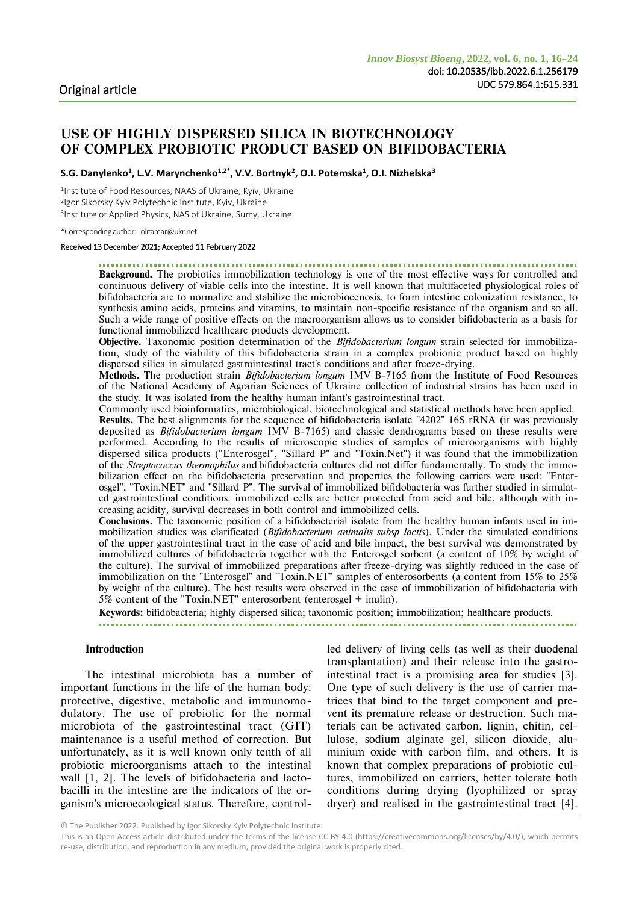Original article

# USE OF HIGHLY DISPERSED SILICA IN BIOTECHNOLOGY OF COMPLEX PROBIOTIC PRODUCT BASED ON BIFIDOBACTERIA

**S.G. Danylenko[1], L.V. Marynchenko[1,2*], V.V. Bortnyk[2], O.I. Potemska[1], O.I. Nizhelska[3]**

[1]Institute of Food Resources, NAAS of Ukraine, Kyiv, Ukraine
[2]Igor Sikorsky Kyiv Polytechnic Institute, Kyiv, Ukraine
[3]Institute of Applied Physics, NAS of Ukraine, Sumy, Ukraine

*Corresponding author: lolitamar@ukr.net

Received 13 December 2021; Accepted 11 February 2022

**Background.** The probiotics immobilization technology is one of the most effective ways for controlled and continuous delivery of viable cells into the intestine. It is well known that multifaceted physiological roles of bifidobacteria are to normalize and stabilize the microbiocenosis, to form intestine colonization resistance, to synthesis amino acids, proteins and vitamins, to maintain non-specific resistance of the organism and so all. Such a wide range of positive effects on the macroorganism allows us to consider bifidobacteria as a basis for functional immobilized healthcare products development.

**Objective.** Taxonomic position determination of the *Bifidobacterium longum* strain selected for immobilization, study of the viability of this bifidobacteria strain in a complex probionic product based on highly dispersed silica in simulated gastrointestinal tract's conditions and after freeze-drying.

**Methods.** The production strain *Bifidobacterium longum* IMV B-7165 from the Institute of Food Resources of the National Academy of Agrarian Sciences of Ukraine collection of industrial strains has been used in the study. It was isolated from the healthy human infant's gastrointestinal tract.

Commonly used bioinformatics, microbiological, biotechnological and statistical methods have been applied.

**Results.** The best alignments for the sequence of bifidobacteria isolate "4202" 16S rRNA (it was previously deposited as *Bifidobacterium longum* IMV B-7165) and classic dendrograms based on these results were performed. According to the results of microscopic studies of samples of microorganisms with highly dispersed silica products ("Enterosgel", "Sillard P" and "Toxin.Net") it was found that the immobilization of the *Streptococcus thermophilus* and bifidobacteria cultures did not differ fundamentally. To study the immobilization effect on the bifidobacteria preservation and properties the following carriers were used: "Enterosgel", "Toxin.NET" and "Sillard P". The survival of immobilized bifidobacteria was further studied in simulated gastrointestinal conditions: immobilized cells are better protected from acid and bile, although with increasing acidity, survival decreases in both control and immobilized cells.

**Conclusions.** The taxonomic position of a bifidobacterial isolate from the healthy human infants used in immobilization studies was clarificated (*Bifidobacterium animalis subsp lactis*). Under the simulated conditions of the upper gastrointestinal tract in the case of acid and bile impact, the best survival was demonstrated by immobilized cultures of bifidobacteria together with the Enterosgel sorbent (a content of 10% by weight of the culture). The survival of immobilized preparations after freeze-drying was slightly reduced in the case of immobilization on the "Enterosgel" and "Toxin.NET" samples of enterosorbents (a content from 15% to 25% by weight of the culture). The best results were observed in the case of immobilization of bifidobacteria with 5% content of the "Toxin.NET" enterosorbent (enterosgel + inulin).

**Keywords:** bifidobacteria; highly dispersed silica; taxonomic position; immobilization; healthcare products.

## Introduction

The intestinal microbiota has a number of important functions in the life of the human body: protective, digestive, metabolic and immunomodulatory. The use of probiotic for the normal microbiota of the gastrointestinal tract (GIT) maintenance is a useful method of correction. But unfortunately, as it is well known only tenth of all probiotic microorganisms attach to the intestinal wall [1, 2]. The levels of bifidobacteria and lactobacilli in the intestine are the indicators of the organism's microecological status. Therefore, controlled delivery of living cells (as well as their duodenal transplantation) and their release into the gastrointestinal tract is a promising area for studies [3]. One type of such delivery is the use of carrier matrices that bind to the target component and prevent its premature release or destruction. Such materials can be activated carbon, lignin, chitin, cellulose, sodium alginate gel, silicon dioxide, aluminium oxide with carbon film, and others. It is known that complex preparations of probiotic cultures, immobilized on carriers, better tolerate both conditions during drying (lyophilized or spray dryer) and realised in the gastrointestinal tract [4].

© The Publisher 2022. Published by Igor Sikorsky Kyiv Polytechnic Institute.
This is an Open Access article distributed under the terms of the license CC BY 4.0 (https://creativecommons.org/licenses/by/4.0/), which permits re-use, distribution, and reproduction in any medium, provided the original work is properly cited.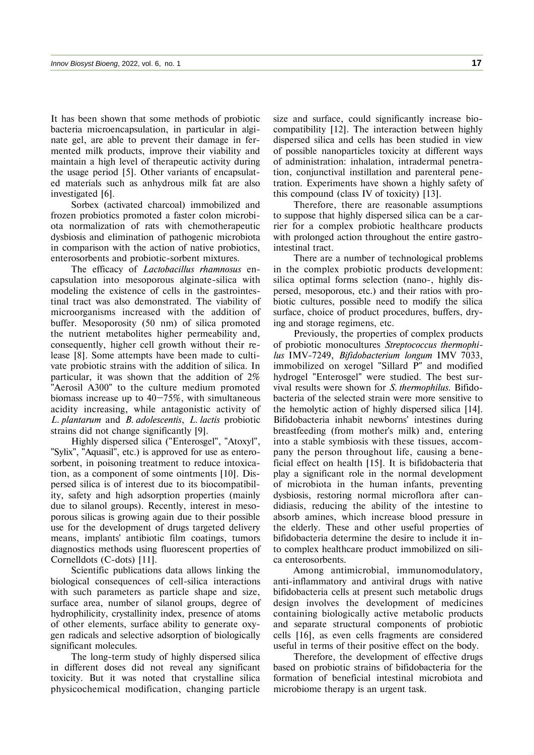It has been shown that some methods of probiotic bacteria microencapsulation, in particular in alginate gel, are able to prevent their damage in fermented milk products, improve their viability and maintain a high level of therapeutic activity during the usage period [5]. Other variants of encapsulated materials such as anhydrous milk fat are also investigated [6].

Sorbex (activated charcoal) immobilized and frozen probiotics promoted a faster colon microbiota normalization of rats with chemotherapeutic dysbiosis and elimination of pathogenic microbiota in comparison with the action of native probiotics, enterosorbents and probiotic-sorbent mixtures.

The efficacy of *Lactobacillus rhamnosus* encapsulation into mesoporous alginate-silica with modeling the existence of cells in the gastrointestinal tract was also demonstrated. The viability of microorganisms increased with the addition of buffer. Mesoporosity (50 nm) of silica promoted the nutrient metabolites higher permeability and, consequently, higher cell growth without their release [8]. Some attempts have been made to cultivate probiotic strains with the addition of silica. In particular, it was shown that the addition of 2% "Aerosil A300" to the culture medium promoted biomass increase up to 40–75%, with simultaneous acidity increasing, while antagonistic activity of *L. plantarum* and *B. adolescentis*, *L. lactis* probiotic strains did not change significantly [9].

Highly dispersed silica ("Enterosgel", "Atoxyl", "Sylix", "Aquasil", etc.) is approved for use as enterosorbent, in poisoning treatment to reduce intoxication, as a component of some ointments [10]. Dispersed silica is of interest due to its biocompatibility, safety and high adsorption properties (mainly due to silanol groups). Recently, interest in mesoporous silicas is growing again due to their possible use for the development of drugs targeted delivery means, implants' antibiotic film coatings, tumors diagnostics methods using fluorescent properties of Cornelldots (C-dots) [11].

Scientific publications data allows linking the biological consequences of cell-silica interactions with such parameters as particle shape and size, surface area, number of silanol groups, degree of hydrophilicity, crystallinity index, presence of atoms of other elements, surface ability to generate oxygen radicals and selective adsorption of biologically significant molecules.

The long-term study of highly dispersed silica in different doses did not reveal any significant toxicity. But it was noted that crystalline silica physicochemical modification, changing particle size and surface, could significantly increase biocompatibility [12]. The interaction between highly dispersed silica and cells has been studied in view of possible nanoparticles toxicity at different ways of administration: inhalation, intradermal penetration, conjunctival instillation and parenteral penetration. Experiments have shown a highly safety of this compound (class IV of toxicity) [13].

Therefore, there are reasonable assumptions to suppose that highly dispersed silica can be a carrier for a complex probiotic healthcare products with prolonged action throughout the entire gastrointestinal tract.

There are a number of technological problems in the complex probiotic products development: silica optimal forms selection (nano-, highly dispersed, mesoporous, etc.) and their ratios with probiotic cultures, possible need to modify the silica surface, choice of product procedures, buffers, drying and storage regimens, etc.

Previously, the properties of complex products of probiotic monocultures *Streptococcus thermophilus* IMV-7249, *Bifidobacterium longum* IMV 7033, immobilized on xerogel "Sillard P" and modified hydrogel "Enterosgel" were studied. The best survival results were shown for *S. thermophilus*. Bifidobacteria of the selected strain were more sensitive to the hemolytic action of highly dispersed silica [14]. Bifidobacteria inhabit newborns' intestines during breastfeeding (from mother's milk) and, entering into a stable symbiosis with these tissues, accompany the person throughout life, causing a beneficial effect on health [15]. It is bifidobacteria that play a significant role in the normal development of microbiota in the human infants, preventing dysbiosis, restoring normal microflora after candidiasis, reducing the ability of the intestine to absorb amines, which increase blood pressure in the elderly. These and other useful properties of bifidobacteria determine the desire to include it into complex healthcare product immobilized on silica enterosorbents.

Among antimicrobial, immunomodulatory, anti-inflammatory and antiviral drugs with native bifidobacteria cells at present such metabolic drugs design involves the development of medicines containing biologically active metabolic products and separate structural components of probiotic cells [16], as even cells fragments are considered useful in terms of their positive effect on the body.

Therefore, the development of effective drugs based on probiotic strains of bifidobacteria for the formation of beneficial intestinal microbiota and microbiome therapy is an urgent task.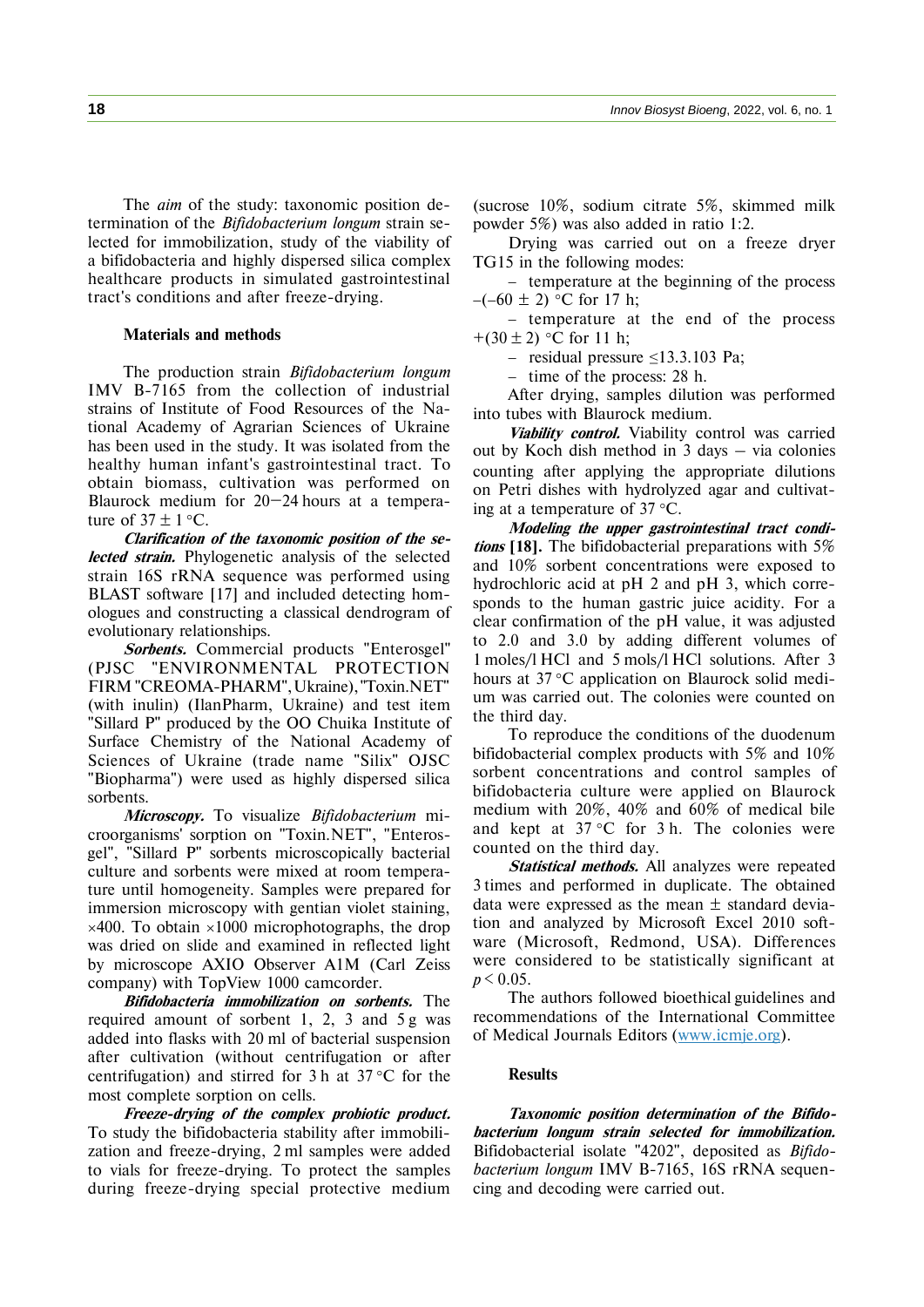The *aim* of the study: taxonomic position determination of the *Bifidobacterium longum* strain selected for immobilization, study of the viability of a bifidobacteria and highly dispersed silica complex healthcare products in simulated gastrointestinal tract's conditions and after freeze-drying.

## Materials and methods

The production strain *Bifidobacterium longum* IMV B-7165 from the collection of industrial strains of Institute of Food Resources of the National Academy of Agrarian Sciences of Ukraine has been used in the study. It was isolated from the healthy human infant's gastrointestinal tract. To obtain biomass, cultivation was performed on Blaurock medium for 20–24 hours at a temperature of $37 \pm 1$ °C.

***Clarification of the taxonomic position of the selected strain.*** Phylogenetic analysis of the selected strain 16S rRNA sequence was performed using BLAST software [17] and included detecting homologues and constructing a classical dendrogram of evolutionary relationships.

***Sorbents.*** Commercial products "Enterosgel" (PJSC "ENVIRONMENTAL PROTECTION FIRM "CREOMA-PHARM", Ukraine), "Toxin.NET" (with inulin) (IlanPharm, Ukraine) and test item "Sillard P" produced by the OO Chuika Institute of Surface Chemistry of the National Academy of Sciences of Ukraine (trade name "Silix" OJSC "Biopharma") were used as highly dispersed silica sorbents.

***Microscopy.*** To visualize *Bifidobacterium* microorganisms' sorption on "Toxin.NET", "Enterosgel", "Sillard P" sorbents microscopically bacterial culture and sorbents were mixed at room temperature until homogeneity. Samples were prepared for immersion microscopy with gentian violet staining, ×400. To obtain ×1000 microphotographs, the drop was dried on slide and examined in reflected light by microscope AXIO Observer A1M (Carl Zeiss company) with TopView 1000 camcorder.

***Bifidobacteria immobilization on sorbents.*** The required amount of sorbent 1, 2, 3 and 5 g was added into flasks with 20 ml of bacterial suspension after cultivation (without centrifugation or after centrifugation) and stirred for 3 h at 37 °C for the most complete sorption on cells.

***Freeze-drying of the complex probiotic product.*** To study the bifidobacteria stability after immobilization and freeze-drying, 2 ml samples were added to vials for freeze-drying. To protect the samples during freeze-drying special protective medium (sucrose 10%, sodium citrate 5%, skimmed milk powder 5%) was also added in ratio 1:2.

Drying was carried out on a freeze dryer TG15 in the following modes:

- temperature at the beginning of the process $-(-60 \pm 2)$ °C for 17 h;
- temperature at the end of the process $+(30 \pm 2)$ °C for 11 h;
- residual pressure ≤13.3.103 Pa;
- time of the process: 28 h.

After drying, samples dilution was performed into tubes with Blaurock medium.

***Viability control.*** Viability control was carried out by Koch dish method in 3 days – via colonies counting after applying the appropriate dilutions on Petri dishes with hydrolyzed agar and cultivating at a temperature of 37 °C.

***Modeling the upper gastrointestinal tract conditions* [18].** The bifidobacterial preparations with 5% and 10% sorbent concentrations were exposed to hydrochloric acid at pH 2 and pH 3, which corresponds to the human gastric juice acidity. For a clear confirmation of the pH value, it was adjusted to 2.0 and 3.0 by adding different volumes of 1 moles/l HCl and 5 mols/l HCl solutions. After 3 hours at 37 °C application on Blaurock solid medium was carried out. The colonies were counted on the third day.

To reproduce the conditions of the duodenum bifidobacterial complex products with 5% and 10% sorbent concentrations and control samples of bifidobacteria culture were applied on Blaurock medium with 20%, 40% and 60% of medical bile and kept at 37 °C for 3 h. The colonies were counted on the third day.

***Statistical methods.*** All analyzes were repeated 3 times and performed in duplicate. The obtained data were expressed as the mean ± standard deviation and analyzed by Microsoft Excel 2010 software (Microsoft, Redmond, USA). Differences were considered to be statistically significant at $p < 0.05$.

The authors followed bioethical guidelines and recommendations of the International Committee of Medical Journals Editors (www.icmje.org).

## Results

***Taxonomic position determination of the Bifidobacterium longum strain selected for immobilization.*** Bifidobacterial isolate "4202", deposited as *Bifidobacterium longum* IMV B-7165, 16S rRNA sequencing and decoding were carried out.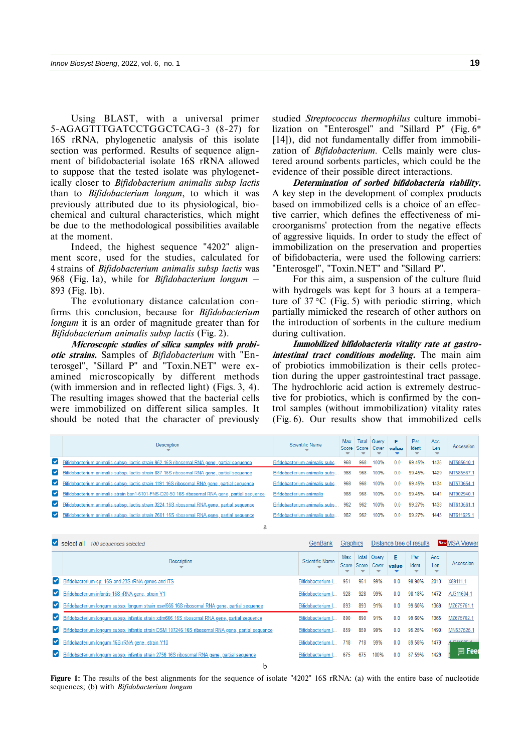Using BLAST, with a universal primer 5-AGAGTTTGATCCTGGCTCAG-3 (8-27) for 16S rRNA, phylogenetic analysis of this isolate section was performed. Results of sequence alignment of bifidobacterial isolate 16S rRNA allowed to suppose that the tested isolate was phylogenetically closer to *Bifidobacterium animalis subsp lactis* than to *Bifidobacterium longum*, to which it was previously attributed due to its physiological, biochemical and cultural characteristics, which might be due to the methodological possibilities available at the moment.

Indeed, the highest sequence "4202" alignment score, used for the studies, calculated for 4 strains of *Bifidobacterium animalis subsp lactis* was 968 (Fig. 1a), while for *Bifidobacterium longum* – 893 (Fig. 1b).

The evolutionary distance calculation confirms this conclusion, because for *Bifidobacterium longum* it is an order of magnitude greater than for *Bifidobacterium animalis subsp lactis* (Fig. 2).

***Microscopic studies of silica samples with probiotic strains.*** Samples of *Bifidobacterium* with "Enterosgel", "Sillard P" and "Toxin.NET" were examined microscopically by different methods (with immersion and in reflected light) (Figs. 3, 4). The resulting images showed that the bacterial cells were immobilized on different silica samples. It should be noted that the character of previously studied *Streptococcus thermophilus* culture immobilization on "Enterosgel" and "Sillard P" (Fig. 6* [14]), did not fundamentally differ from immobilization of *Bifidobacterium*. Cells mainly were clustered around sorbents particles, which could be the evidence of their possible direct interactions.

***Determination of sorbed bifidobacteria viability.*** A key step in the development of complex products based on immobilized cells is a choice of an effective carrier, which defines the effectiveness of microorganisms' protection from the negative effects of aggressive liquids. In order to study the effect of immobilization on the preservation and properties of bifidobacteria, were used the following carriers: "Enterosgel", "Toxin.NET" and "Sillard P".

For this aim, a suspension of the culture fluid with hydrogels was kept for 3 hours at a temperature of 37 °C (Fig. 5) with periodic stirring, which partially mimicked the research of other authors on the introduction of sorbents in the culture medium during cultivation.

***Immobilized bifidobacteria vitality rate at gastrointestinal tract conditions modeling.*** The main aim of probiotics immobilization is their cells protection during the upper gastrointestinal tract passage. The hydrochloric acid action is extremely destructive for probiotics, which is confirmed by the control samples (without immobilization) vitality rates (Fig. 6). Our results show that immobilized cells

| Description | Scientific Name | Max Score | Total Score | Query Cover | E value | Per. Ident | Acc. Len | Accession |
|---|---|---|---|---|---|---|---|---|
| Bifidobacterium animalis subsp. lactis strain 962 16S ribosomal RNA gene, partial sequence | Bifidobacterium animalis subs... | 968 | 968 | 100% | 0.0 | 99.45% | 1435 | MT686610.1 |
| Bifidobacterium animalis subsp. lactis strain 887 16S ribosomal RNA gene, partial sequence | Bifidobacterium animalis subs... | 968 | 968 | 100% | 0.0 | 99.45% | 1429 | MT685567.1 |
| Bifidobacterium animalis subsp. lactis strain 1191 16S ribosomal RNA gene, partial sequence | Bifidobacterium animalis subs... | 968 | 968 | 100% | 0.0 | 99.45% | 1434 | MT673654.1 |
| Bifidobacterium animalis strain ban1-6101-FNS-D20-50 16S ribosomal RNA gene, partial sequence | Bifidobacterium animalis | 968 | 968 | 100% | 0.0 | 99.45% | 1441 | MT902940.1 |
| Bifidobacterium animalis subsp. lactis strain 3224 16S ribosomal RNA gene, partial sequence | Bifidobacterium animalis subs... | 962 | 962 | 100% | 0.0 | 99.27% | 1438 | MT613561.1 |
| Bifidobacterium animalis subsp. lactis strain 2601 16S ribosomal RNA gene, partial sequence | Bifidobacterium animalis subs... | 962 | 962 | 100% | 0.0 | 99.27% | 1445 | MT611625.1 |

a

select all 100 sequences selected — GenBank Graphics Distance tree of results MSA Viewer

| Description | Scientific Name | Max Score | Total Score | Query Cover | E value | Per. Ident | Acc. Len | Accession |
|---|---|---|---|---|---|---|---|---|
| Bifidobacterium sp. 16S and 23S rRNA genes and ITS | Bifidobacterium I... | 951 | 951 | 99% | 0.0 | 98.90% | 2013 | X89111.1 |
| Bifidobacterium infantis 16S rRNA gene, strain Y1 | Bifidobacterium I... | 928 | 928 | 99% | 0.0 | 98.18% | 1472 | AJ311604.1 |
| Bifidobacterium longum subsp. longum strain xswl666 16S ribosomal RNA gene, partial sequence | Bifidobacterium I... | 893 | 893 | 91% | 0.0 | 99.60% | 1369 | MZ675761.1 |
| Bifidobacterium longum subsp. infantis strain xdm666 16S ribosomal RNA gene, partial sequence | Bifidobacterium I... | 890 | 890 | 91% | 0.0 | 99.60% | 1365 | MZ675762.1 |
| Bifidobacterium longum subsp. infantis strain DSM 107246 16S ribosomal RNA gene, partial sequence | Bifidobacterium I... | 859 | 859 | 99% | 0.0 | 95.25% | 1490 | MN537525.1 |
| Bifidobacterium longum 16S rRNA gene, strain Y10 | Bifidobacterium I... | 718 | 718 | 99% | 0.0 | 89.58% | 1479 | AJ311606.1 |
| Bifidobacterium longum subsp. infantis strain 2756 16S ribosomal RNA gene, partial sequence | Bifidobacterium I... | 675 | 675 | 100% | 0.0 | 87.59% | 1429 | |

b

**Figure 1:** The results of the best alignments for the sequence of isolate "4202" 16S rRNA: (a) with the entire base of nucleotide sequences; (b) with *Bifidobacterium longum*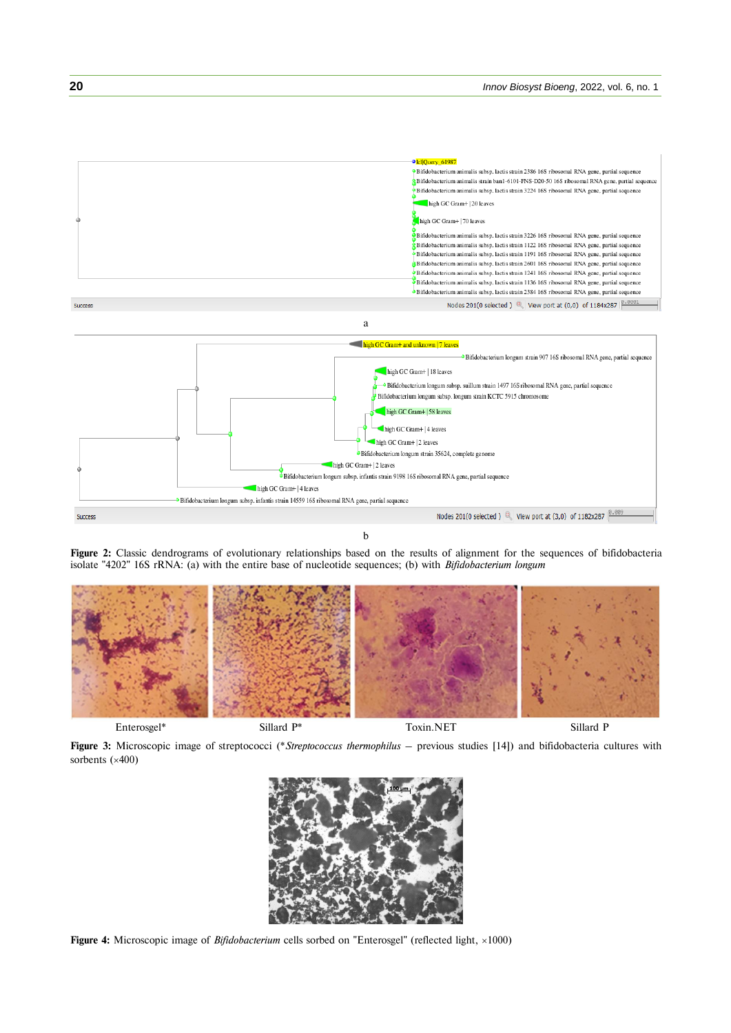a

b

**Figure 2:** Classic dendrograms of evolutionary relationships based on the results of alignment for the sequences of bifidobacteria isolate "4202" 16S rRNA: (a) with the entire base of nucleotide sequences; (b) with *Bifidobacterium longum*

Enterosgel* Sillard P* Toxin.NET Sillard P

**Figure 3:** Microscopic image of streptococci (**Streptococcus thermophilus* – previous studies [14]) and bifidobacteria cultures with sorbents (×400)

**Figure 4:** Microscopic image of *Bifidobacterium* cells sorbed on "Enterosgel" (reflected light, ×1000)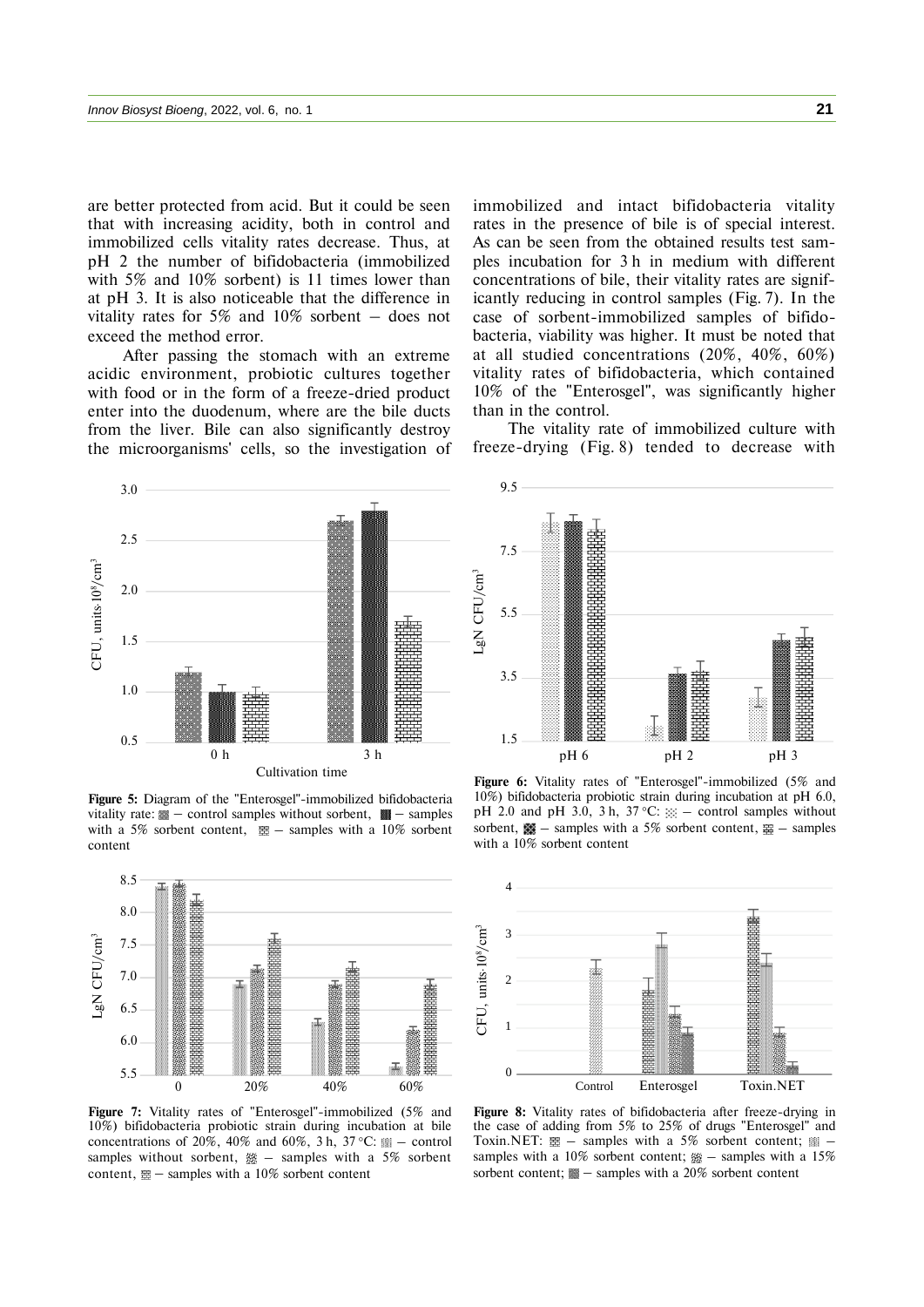are better protected from acid. But it could be seen that with increasing acidity, both in control and immobilized cells vitality rates decrease. Thus, at pH 2 the number of bifidobacteria (immobilized with 5% and 10% sorbent) is 11 times lower than at pH 3. It is also noticeable that the difference in vitality rates for 5% and 10% sorbent – does not exceed the method error.

After passing the stomach with an extreme acidic environment, probiotic cultures together with food or in the form of a freeze-dried product enter into the duodenum, where are the bile ducts from the liver. Bile can also significantly destroy the microorganisms' cells, so the investigation of immobilized and intact bifidobacteria vitality rates in the presence of bile is of special interest. As can be seen from the obtained results test samples incubation for 3 h in medium with different concentrations of bile, their vitality rates are significantly reducing in control samples (Fig. 7). In the case of sorbent-immobilized samples of bifidobacteria, viability was higher. It must be noted that at all studied concentrations (20%, 40%, 60%) vitality rates of bifidobacteria, which contained 10% of the "Enterosgel", was significantly higher than in the control.

The vitality rate of immobilized culture with freeze-drying (Fig. 8) tended to decrease with

**Figure 5:** Diagram of the "Enterosgel"-immobilized bifidobacteria vitality rate: ▩ – control samples without sorbent, ▩ – samples with a 5% sorbent content, ▤ – samples with a 10% sorbent content

**Figure 6:** Vitality rates of "Enterosgel"-immobilized (5% and 10%) bifidobacteria probiotic strain during incubation at pH 6.0, pH 2.0 and pH 3.0, 3 h, 37 °C: ▩ – control samples without sorbent, ▩ – samples with a 5% sorbent content, ▤ – samples with a 10% sorbent content

**Figure 7:** Vitality rates of "Enterosgel"-immobilized (5% and 10%) bifidobacteria probiotic strain during incubation at bile concentrations of 20%, 40% and 60%, 3 h, 37 °C: ▥ – control samples without sorbent, ▩ – samples with a 5% sorbent content, ▤ – samples with a 10% sorbent content

**Figure 8:** Vitality rates of bifidobacteria after freeze-drying in the case of adding from 5% to 25% of drugs "Enterosgel" and Toxin.NET: ▤ – samples with a 5% sorbent content; ▥ – samples with a 10% sorbent content; ▩ – samples with a 15% sorbent content; ▩ – samples with a 20% sorbent content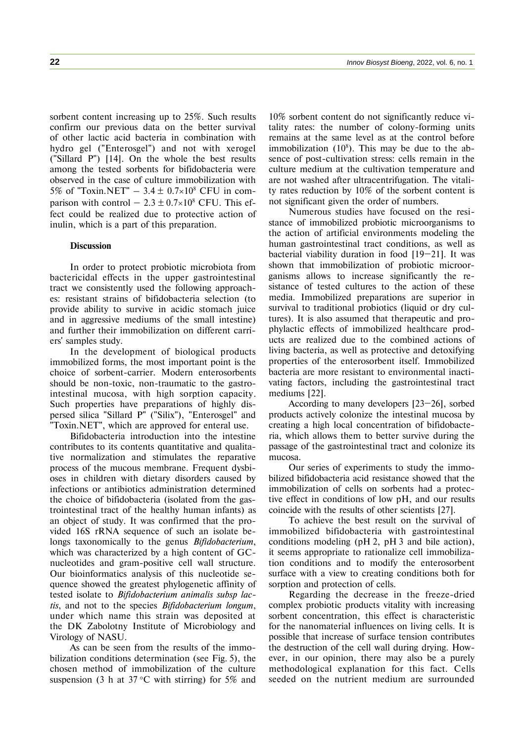sorbent content increasing up to 25%. Such results confirm our previous data on the better survival of other lactic acid bacteria in combination with hydro gel ("Enterosgel") and not with xerogel ("Sillard P") [14]. On the whole the best results among the tested sorbents for bifidobacteria were observed in the case of culture immobilization with 5% of "Toxin.NET" – $3.4 \pm 0.7 \times 10^8$ CFU in comparison with control – $2.3 \pm 0.7 \times 10^8$ CFU. This effect could be realized due to protective action of inulin, which is a part of this preparation.

## Discussion

In order to protect probiotic microbiota from bactericidal effects in the upper gastrointestinal tract we consistently used the following approaches: resistant strains of bifidobacteria selection (to provide ability to survive in acidic stomach juice and in aggressive mediums of the small intestine) and further their immobilization on different carriers' samples study.

In the development of biological products immobilized forms, the most important point is the choice of sorbent-carrier. Modern enterosorbents should be non-toxic, non-traumatic to the gastrointestinal mucosa, with high sorption capacity. Such properties have preparations of highly dispersed silica "Sillard P" ("Silix"), "Enterosgel" and "Toxin.NET", which are approved for enteral use.

Bifidobacteria introduction into the intestine contributes to its contents quantitative and qualitative normalization and stimulates the reparative process of the mucous membrane. Frequent dysbioses in children with dietary disorders caused by infections or antibiotics administration determined the choice of bifidobacteria (isolated from the gastrointestinal tract of the healthy human infants) as an object of study. It was confirmed that the provided 16S rRNA sequence of such an isolate belongs taxonomically to the genus *Bifidobacterium*, which was characterized by a high content of GC-nucleotides and gram-positive cell wall structure. Our bioinformatics analysis of this nucleotide sequence showed the greatest phylogenetic affinity of tested isolate to *Bifidobacterium animalis subsp lactis*, and not to the species *Bifidobacterium longum*, under which name this strain was deposited at the DK Zabolotny Institute of Microbiology and Virology of NASU.

As can be seen from the results of the immobilization conditions determination (see Fig. 5), the chosen method of immobilization of the culture suspension (3 h at 37 °C with stirring) for 5% and 10% sorbent content do not significantly reduce vitality rates: the number of colony-forming units remains at the same level as at the control before immobilization ($10^8$). This may be due to the absence of post-cultivation stress: cells remain in the culture medium at the cultivation temperature and are not washed after ultracentrifugation. The vitality rates reduction by 10% of the sorbent content is not significant given the order of numbers.

Numerous studies have focused on the resistance of immobilized probiotic microorganisms to the action of artificial environments modeling the human gastrointestinal tract conditions, as well as bacterial viability duration in food [19–21]. It was shown that immobilization of probiotic microorganisms allows to increase significantly the resistance of tested cultures to the action of these media. Immobilized preparations are superior in survival to traditional probiotics (liquid or dry cultures). It is also assumed that therapeutic and prophylactic effects of immobilized healthcare products are realized due to the combined actions of living bacteria, as well as protective and detoxifying properties of the enterosorbent itself. Immobilized bacteria are more resistant to environmental inactivating factors, including the gastrointestinal tract mediums [22].

According to many developers [23–26], sorbed products actively colonize the intestinal mucosa by creating a high local concentration of bifidobacteria, which allows them to better survive during the passage of the gastrointestinal tract and colonize its mucosa.

Our series of experiments to study the immobilized bifidobacteria acid resistance showed that the immobilization of cells on sorbents had a protective effect in conditions of low pH, and our results coincide with the results of other scientists [27].

To achieve the best result on the survival of immobilized bifidobacteria with gastrointestinal conditions modeling (pH 2, pH 3 and bile action), it seems appropriate to rationalize cell immobilization conditions and to modify the enterosorbent surface with a view to creating conditions both for sorption and protection of cells.

Regarding the decrease in the freeze-dried complex probiotic products vitality with increasing sorbent concentration, this effect is characteristic for the nanomaterial influences on living cells. It is possible that increase of surface tension contributes the destruction of the cell wall during drying. However, in our opinion, there may also be a purely methodological explanation for this fact. Cells seeded on the nutrient medium are surrounded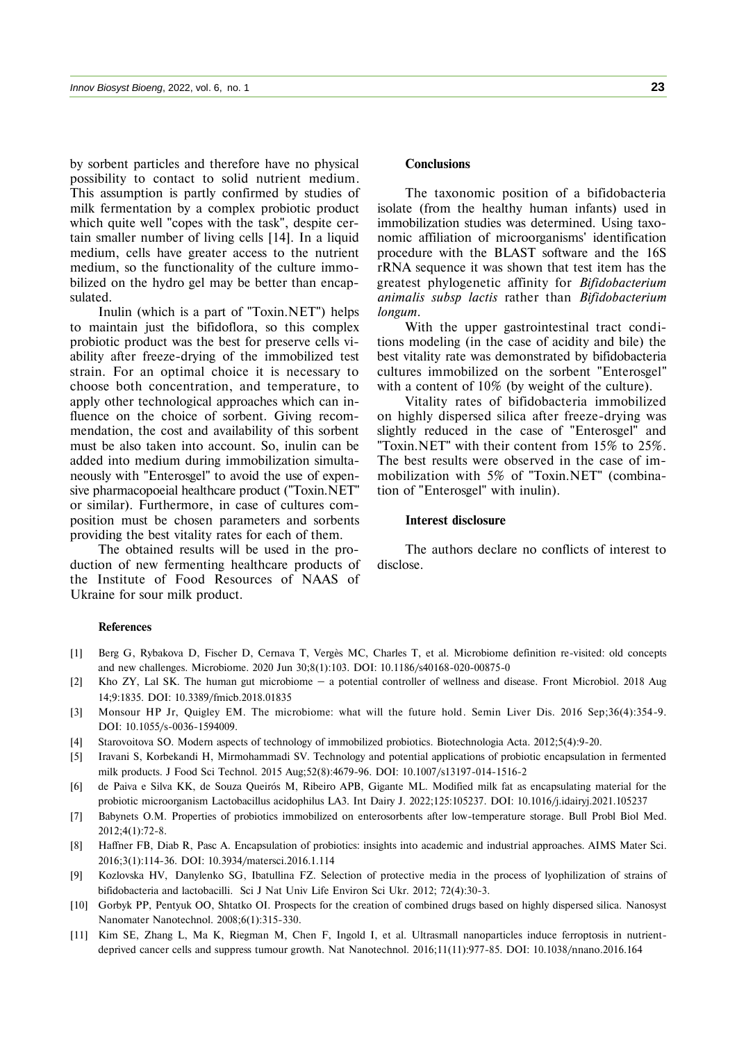by sorbent particles and therefore have no physical possibility to contact to solid nutrient medium. This assumption is partly confirmed by studies of milk fermentation by a complex probiotic product which quite well "copes with the task", despite certain smaller number of living cells [14]. In a liquid medium, cells have greater access to the nutrient medium, so the functionality of the culture immobilized on the hydro gel may be better than encapsulated.

Inulin (which is a part of "Toxin.NET") helps to maintain just the bifidoflora, so this complex probiotic product was the best for preserve cells viability after freeze-drying of the immobilized test strain. For an optimal choice it is necessary to choose both concentration, and temperature, to apply other technological approaches which can influence on the choice of sorbent. Giving recommendation, the cost and availability of this sorbent must be also taken into account. So, inulin can be added into medium during immobilization simultaneously with "Enterosgel" to avoid the use of expensive pharmacopoeial healthcare product ("Toxin.NET" or similar). Furthermore, in case of cultures composition must be chosen parameters and sorbents providing the best vitality rates for each of them.

The obtained results will be used in the production of new fermenting healthcare products of the Institute of Food Resources of NAAS of Ukraine for sour milk product.

## Conclusions

The taxonomic position of a bifidobacteria isolate (from the healthy human infants) used in immobilization studies was determined. Using taxonomic affiliation of microorganisms' identification procedure with the BLAST software and the 16S rRNA sequence it was shown that test item has the greatest phylogenetic affinity for *Bifidobacterium animalis subsp lactis* rather than *Bifidobacterium longum*.

With the upper gastrointestinal tract conditions modeling (in the case of acidity and bile) the best vitality rate was demonstrated by bifidobacteria cultures immobilized on the sorbent "Enterosgel" with a content of 10% (by weight of the culture).

Vitality rates of bifidobacteria immobilized on highly dispersed silica after freeze-drying was slightly reduced in the case of "Enterosgel" and "Toxin.NET" with their content from 15% to 25%. The best results were observed in the case of immobilization with 5% of "Toxin.NET" (combination of "Enterosgel" with inulin).

## Interest disclosure

The authors declare no conflicts of interest to disclose.

## References

[1] Berg G, Rybakova D, Fischer D, Cernava T, Vergès MC, Charles T, et al. Microbiome definition re-visited: old concepts and new challenges. Microbiome. 2020 Jun 30;8(1):103. DOI: 10.1186/s40168-020-00875-0

[2] Kho ZY, Lal SK. The human gut microbiome – a potential controller of wellness and disease. Front Microbiol. 2018 Aug 14;9:1835. DOI: 10.3389/fmicb.2018.01835

[3] Monsour HP Jr, Quigley EM. The microbiome: what will the future hold. Semin Liver Dis. 2016 Sep;36(4):354-9. DOI: 10.1055/s-0036-1594009.

[4] Starovoitova SO. Modern aspects of technology of immobilized probiotics. Biotechnologia Acta. 2012;5(4):9-20.

[5] Iravani S, Korbekandi H, Mirmohammadi SV. Technology and potential applications of probiotic encapsulation in fermented milk products. J Food Sci Technol. 2015 Aug;52(8):4679-96. DOI: 10.1007/s13197-014-1516-2

[6] de Paiva e Silva KK, de Souza Queirós M, Ribeiro APB, Gigante ML. Modified milk fat as encapsulating material for the probiotic microorganism Lactobacillus acidophilus LA3. Int Dairy J. 2022;125:105237. DOI: 10.1016/j.idairyj.2021.105237

[7] Babynets O.M. Properties of probiotics immobilized on enterosorbents after low-temperature storage. Bull Probl Biol Med. 2012;4(1):72-8.

[8] Haffner FB, Diab R, Pasc A. Encapsulation of probiotics: insights into academic and industrial approaches. AIMS Mater Sci. 2016;3(1):114-36. DOI: 10.3934/matersci.2016.1.114

[9] Kozlovska HV, Danylenko SG, Ibatullina FZ. Selection of protective media in the process of lyophilization of strains of bifidobacteria and lactobacilli. Sci J Nat Univ Life Environ Sci Ukr. 2012; 72(4):30-3.

[10] Gorbyk PP, Pentyuk OO, Shtatko OI. Prospects for the creation of combined drugs based on highly dispersed silica. Nanosyst Nanomater Nanotechnol. 2008;6(1):315-330.

[11] Kim SE, Zhang L, Ma K, Riegman M, Chen F, Ingold I, et al. Ultrasmall nanoparticles induce ferroptosis in nutrient-deprived cancer cells and suppress tumour growth. Nat Nanotechnol. 2016;11(11):977-85. DOI: 10.1038/nnano.2016.164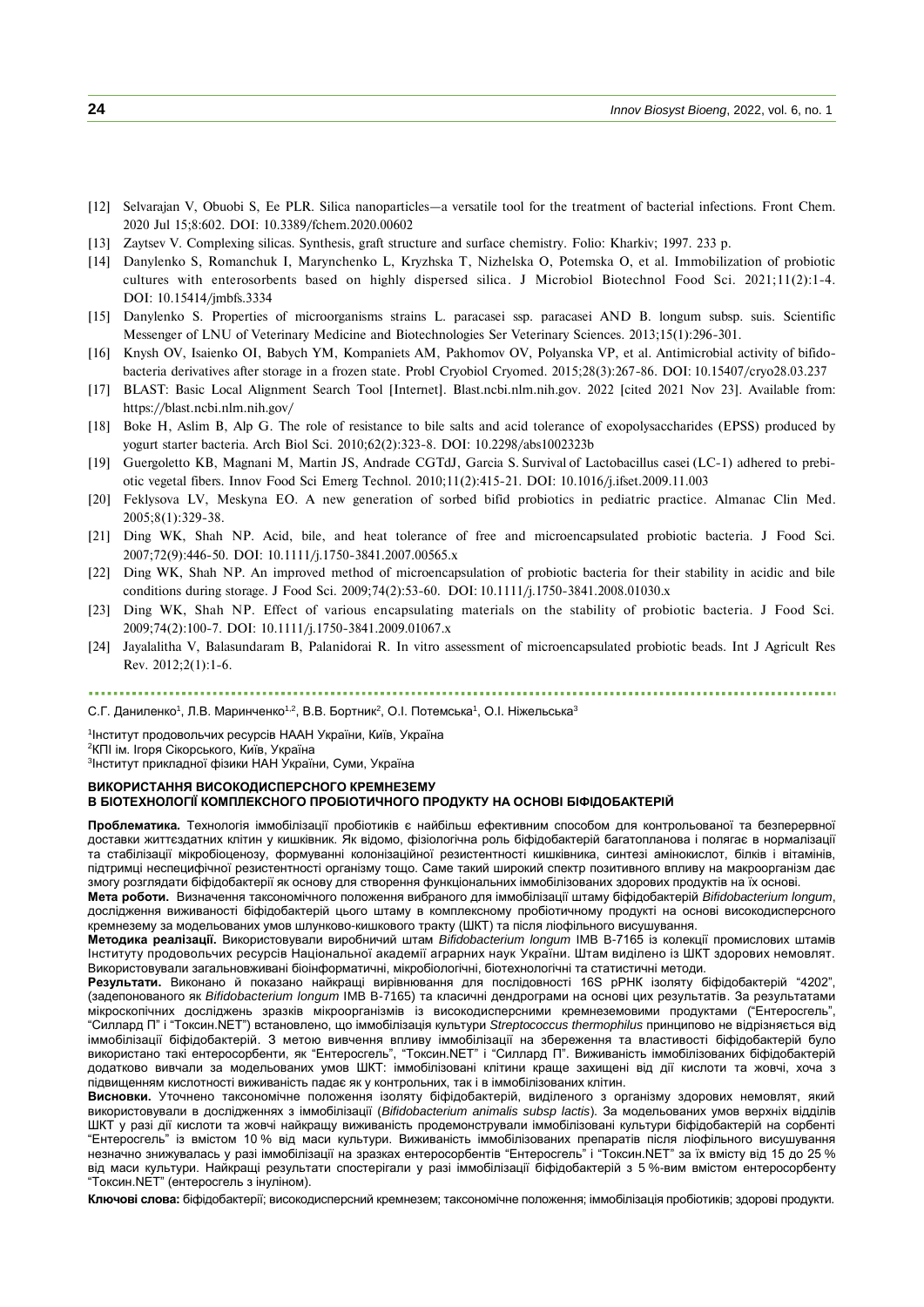[12] Selvarajan V, Obuobi S, Ee PLR. Silica nanoparticles—a versatile tool for the treatment of bacterial infections. Front Chem. 2020 Jul 15;8:602. DOI: 10.3389/fchem.2020.00602

[13] Zaytsev V. Complexing silicas. Synthesis, graft structure and surface chemistry. Folio: Kharkiv; 1997. 233 p.

[14] Danylenko S, Romanchuk I, Marynchenko L, Kryzhska T, Nizhelska O, Potemska O, et al. Immobilization of probiotic cultures with enterosorbents based on highly dispersed silica. J Microbiol Biotechnol Food Sci. 2021;11(2):1-4. DOI: 10.15414/jmbfs.3334

[15] Danylenko S. Properties of microorganisms strains L. paracasei ssp. paracasei AND B. longum subsp. suis. Scientific Messenger of LNU of Veterinary Medicine and Biotechnologies Ser Veterinary Sciences. 2013;15(1):296-301.

[16] Knysh OV, Isaienko OI, Babych YM, Kompaniets AM, Pakhomov OV, Polyanska VP, et al. Antimicrobial activity of bifidobacteria derivatives after storage in a frozen state. Probl Cryobiol Cryomed. 2015;28(3):267-86. DOI: 10.15407/cryo28.03.237

[17] BLAST: Basic Local Alignment Search Tool [Internet]. Blast.ncbi.nlm.nih.gov. 2022 [cited 2021 Nov 23]. Available from: https://blast.ncbi.nlm.nih.gov/

[18] Boke H, Aslim B, Alp G. The role of resistance to bile salts and acid tolerance of exopolysaccharides (EPSS) produced by yogurt starter bacteria. Arch Biol Sci. 2010;62(2):323-8. DOI: 10.2298/abs1002323b

[19] Guergoletto KB, Magnani M, Martin JS, Andrade CGTdJ, Garcia S. Survival of Lactobacillus casei (LC-1) adhered to prebiotic vegetal fibers. Innov Food Sci Emerg Technol. 2010;11(2):415-21. DOI: 10.1016/j.ifset.2009.11.003

[20] Feklysova LV, Meskyna EO. A new generation of sorbed bifid probiotics in pediatric practice. Almanac Clin Med. 2005;8(1):329-38.

[21] Ding WK, Shah NP. Acid, bile, and heat tolerance of free and microencapsulated probiotic bacteria. J Food Sci. 2007;72(9):446-50. DOI: 10.1111/j.1750-3841.2007.00565.x

[22] Ding WK, Shah NP. An improved method of microencapsulation of probiotic bacteria for their stability in acidic and bile conditions during storage. J Food Sci. 2009;74(2):53-60. DOI: 10.1111/j.1750-3841.2008.01030.x

[23] Ding WK, Shah NP. Effect of various encapsulating materials on the stability of probiotic bacteria. J Food Sci. 2009;74(2):100-7. DOI: 10.1111/j.1750-3841.2009.01067.x

[24] Jayalalitha V, Balasundaram B, Palanidorai R. In vitro assessment of microencapsulated probiotic beads. Int J Agricult Res Rev. 2012;2(1):1-6.

---

С.Г. Даниленко[1], Л.В. Маринченко[1,2], В.В. Бортник[2], О.І. Потемська[1], О.І. Ніжельська[3]

[1]Інститут продовольчих ресурсів НААН України, Київ, Україна
[2]КПІ ім. Ігоря Сікорського, Київ, Україна
[3]Інститут прикладної фізики НАН України, Суми, Україна

## ВИКОРИСТАННЯ ВИСОКОДИСПЕРСНОГО КРЕМНЕЗЕМУ В БІОТЕХНОЛОГІЇ КОМПЛЕКСНОГО ПРОБІОТИЧНОГО ПРОДУКТУ НА ОСНОВІ БІФІДОБАКТЕРІЙ

**Проблематика.** Технологія іммобілізації пробіотиків є найбільш ефективним способом для контрольованої та безперервної доставки життєздатних клітин у кишківник. Як відомо, фізіологічна роль біфідобактерій багатопланова і полягає в нормалізації та стабілізації мікробіоценозу, формуванні колонізаційної резистентності кишківника, синтезі амінокислот, білків і вітамінів, підтримці неспецифічної резистентності організму тощо. Саме такий широкий спектр позитивного впливу на макроорганізм дає змогу розглядати біфідобактерії як основу для створення функціональних іммобілізованих здорових продуктів на їх основі.

**Мета роботи.** Визначення таксономічного положення вибраного для іммобілізації штаму біфідобактерій *Bifidobacterium longum*, дослідження виживаності біфідобактерій цього штаму в комплексному пробіотичному продукті на основі високодисперсного кремнезему за модельованих умов шлунково-кишкового тракту (ШКТ) та після ліофільного висушування.

**Методика реалізації.** Використовували виробничий штам *Bifidobacterium longum* IMB B-7165 із колекції промислових штамів Інституту продовольчих ресурсів Національної академії аграрних наук України. Штам виділено із ШКТ здорових немовлят. Використовували загальновживані біоінформатичні, мікробіологічні, біотехнологічні та статистичні методи.

**Результати.** Виконано й показано найкращі вирівнювання для послідовності 16S рРНК ізоляту біфідобактерій "4202", (задепонованого як *Bifidobacterium longum* IMB B-7165) та класичні дендрограми на основі цих результатів. За результатами мікроскопічних досліджень зразків мікроорганізмів із високодисперсними кремнеземовими продуктами ("Ентеросгель", "Силлард П" і "Токсин.NET") встановлено, що іммобілізація культури *Streptococcus thermophilus* принципово не відрізняється від іммобілізації біфідобактерій. З метою вивчення впливу іммобілізації на збереження та властивості біфідобактерій було використано такі ентеросорбенти, як "Ентеросгель", "Токсин.NET" і "Силлард П". Виживаність іммобілізованих біфідобактерій додатково вивчали за модельованих умов ШКТ: іммобілізовані клітини краще захищені від дії кислоти та жовчі, хоча з підвищенням кислотності виживаність падає як у контрольних, так і в іммобілізованих клітин.

**Висновки.** Уточнено таксономічне положення ізоляту біфідобактерій, виділеного з організму здорових немовлят, який використовували в дослідженнях з іммобілізації (*Bifidobacterium animalis subsp lactis*). За модельованих умов верхніх відділів ШКТ у разі дії кислоти та жовчі найкращу виживаність продемонстрували іммобілізовані культури біфідобактерій на сорбенті "Ентеросгель" із вмістом 10 % від маси культури. Виживаність іммобілізованих препаратів після ліофільного висушування незначно знижувалась у разі іммобілізації на зразках ентеросорбентів "Ентеросгель" і "Токсин.NET" за їх вмісту від 15 до 25 % від маси культури. Найкращі результати спостерігали у разі іммобілізації біфідобактерій з 5 %-вим вмістом ентеросорбенту "Токсин.NET" (ентеросгель з інуліном).

**Ключові слова:** біфідобактерії; високодисперсний кремнезем; таксономічне положення; іммобілізація пробіотиків; здорові продукти.